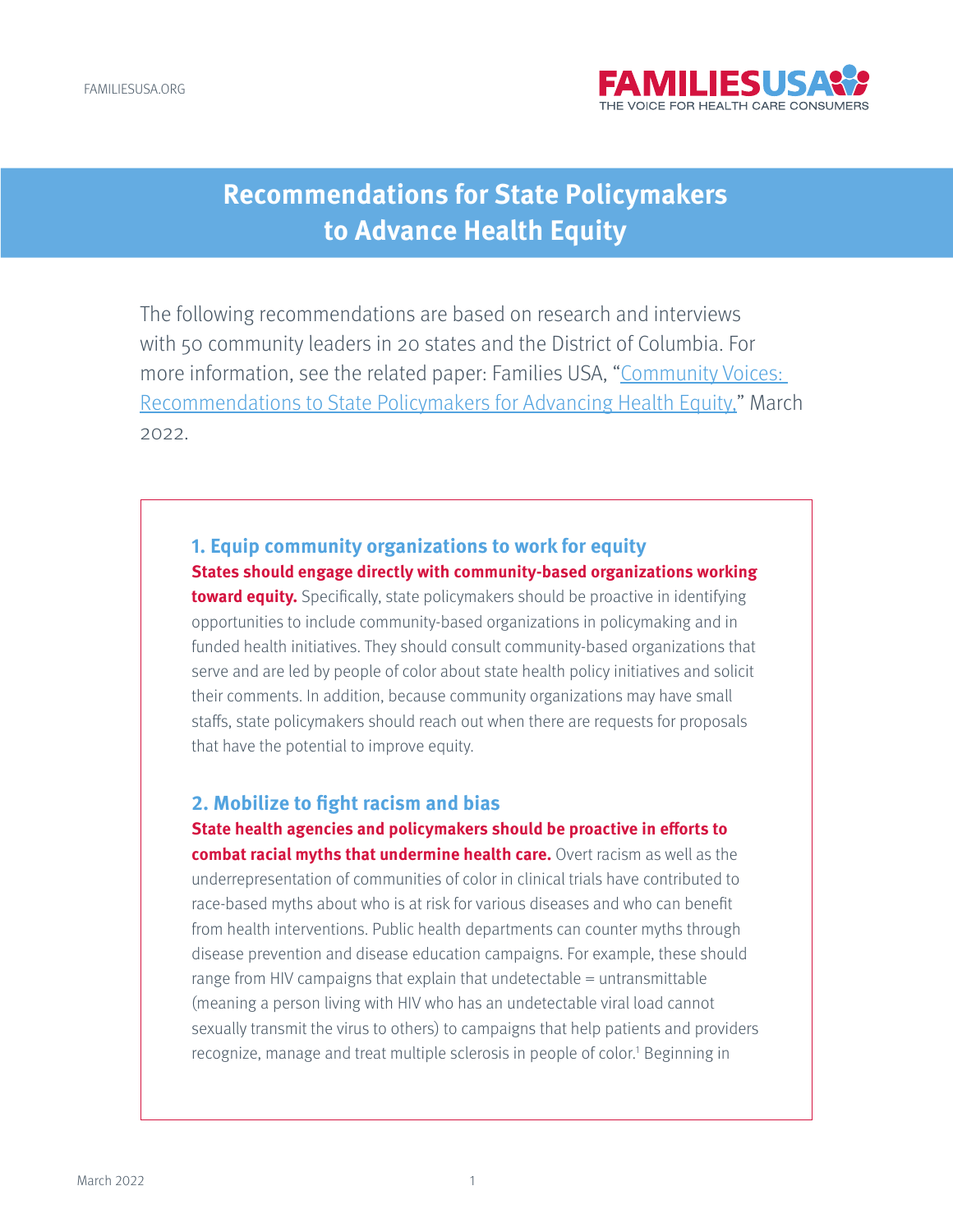# Recommendations for State Policymakers to Advance Health Equity

The following recommendations are based on research and interviews with 50 community leaders in 20 states and the District of Columbia. For more information, see the related paper: Families USA, "Community Voices: Recommendations to State Policymakers for Advancing Health Equity," March 2022.

## 1. Equip community organizations to work for equity

**States should engage directly with community-based organizations working toward equity.** Specifically, state policymakers should be proactive in identifying opportunities to include community-based organizations in policymaking and in funded health initiatives. They should consult community-based organizations that serve and are led by people of color about state health policy initiatives and solicit their comments. In addition, because community organizations may have small staffs, state policymakers should reach out when there are requests for proposals that have the potential to improve equity.

## 2. Mobilize to fight racism and bias

**State health agencies and policymakers should be proactive in efforts to combat racial myths that undermine health care.** Overt racism as well as the underrepresentation of communities of color in clinical trials have contributed to race-based myths about who is at risk for various diseases and who can benefit from health interventions. Public health departments can counter myths through disease prevention and disease education campaigns. For example, these should range from HIV campaigns that explain that undetectable = untransmittable (meaning a person living with HIV who has an undetectable viral load cannot sexually transmit the virus to others) to campaigns that help patients and providers recognize, manage and treat multiple sclerosis in people of color.[1] Beginning in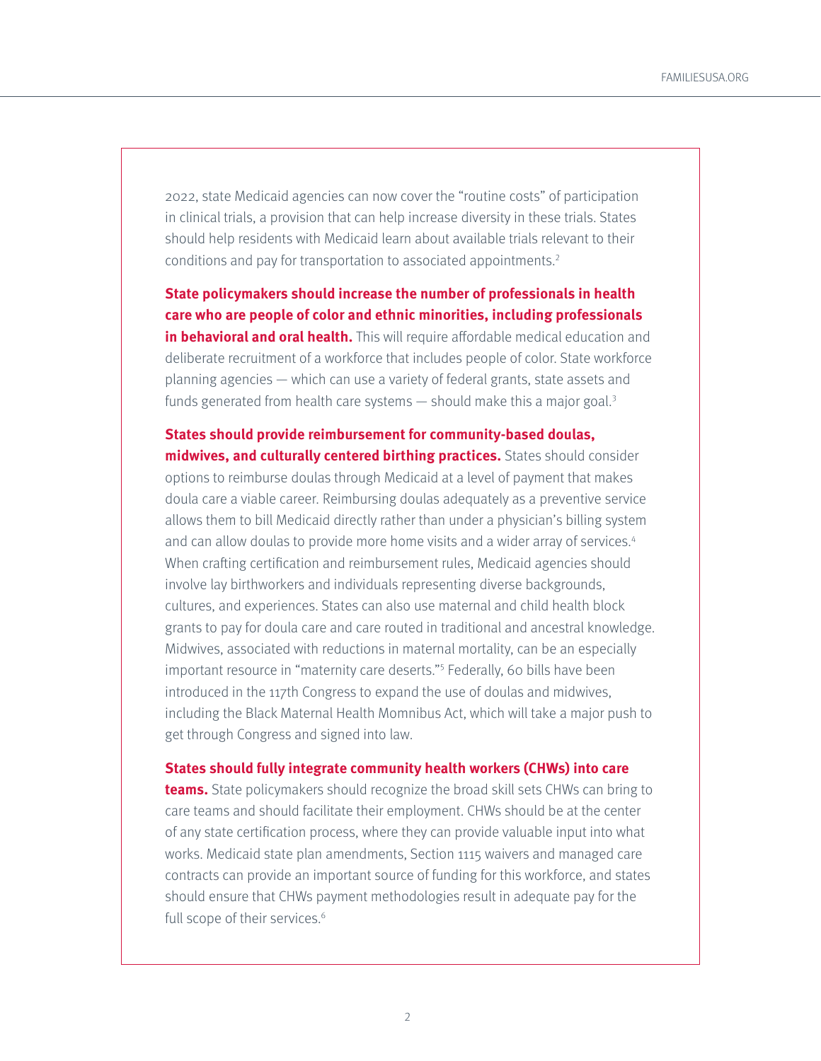2022, state Medicaid agencies can now cover the "routine costs" of participation in clinical trials, a provision that can help increase diversity in these trials. States should help residents with Medicaid learn about available trials relevant to their conditions and pay for transportation to associated appointments.[2]

**State policymakers should increase the number of professionals in health care who are people of color and ethnic minorities, including professionals in behavioral and oral health.** This will require affordable medical education and deliberate recruitment of a workforce that includes people of color. State workforce planning agencies — which can use a variety of federal grants, state assets and funds generated from health care systems — should make this a major goal.[3]

**States should provide reimbursement for community-based doulas, midwives, and culturally centered birthing practices.** States should consider options to reimburse doulas through Medicaid at a level of payment that makes doula care a viable career. Reimbursing doulas adequately as a preventive service allows them to bill Medicaid directly rather than under a physician's billing system and can allow doulas to provide more home visits and a wider array of services.[4] When crafting certification and reimbursement rules, Medicaid agencies should involve lay birthworkers and individuals representing diverse backgrounds, cultures, and experiences. States can also use maternal and child health block grants to pay for doula care and care routed in traditional and ancestral knowledge. Midwives, associated with reductions in maternal mortality, can be an especially important resource in "maternity care deserts."[5] Federally, 60 bills have been introduced in the 117th Congress to expand the use of doulas and midwives, including the Black Maternal Health Momnibus Act, which will take a major push to get through Congress and signed into law.

**States should fully integrate community health workers (CHWs) into care teams.** State policymakers should recognize the broad skill sets CHWs can bring to care teams and should facilitate their employment. CHWs should be at the center of any state certification process, where they can provide valuable input into what works. Medicaid state plan amendments, Section 1115 waivers and managed care contracts can provide an important source of funding for this workforce, and states should ensure that CHWs payment methodologies result in adequate pay for the full scope of their services.[6]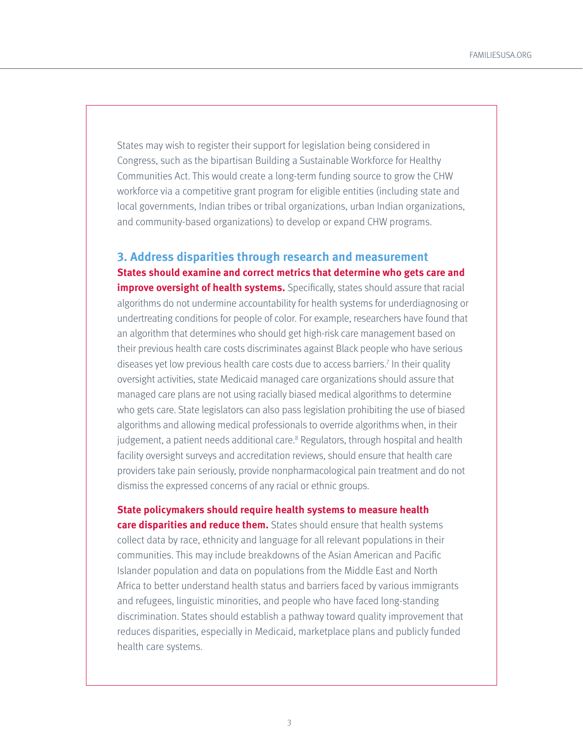States may wish to register their support for legislation being considered in Congress, such as the bipartisan Building a Sustainable Workforce for Healthy Communities Act. This would create a long-term funding source to grow the CHW workforce via a competitive grant program for eligible entities (including state and local governments, Indian tribes or tribal organizations, urban Indian organizations, and community-based organizations) to develop or expand CHW programs.

### 3. Address disparities through research and measurement

**States should examine and correct metrics that determine who gets care and improve oversight of health systems.** Specifically, states should assure that racial algorithms do not undermine accountability for health systems for underdiagnosing or undertreating conditions for people of color. For example, researchers have found that an algorithm that determines who should get high-risk care management based on their previous health care costs discriminates against Black people who have serious diseases yet low previous health care costs due to access barriers.[7] In their quality oversight activities, state Medicaid managed care organizations should assure that managed care plans are not using racially biased medical algorithms to determine who gets care. State legislators can also pass legislation prohibiting the use of biased algorithms and allowing medical professionals to override algorithms when, in their judgement, a patient needs additional care.[8] Regulators, through hospital and health facility oversight surveys and accreditation reviews, should ensure that health care providers take pain seriously, provide nonpharmacological pain treatment and do not dismiss the expressed concerns of any racial or ethnic groups.

**State policymakers should require health systems to measure health care disparities and reduce them.** States should ensure that health systems collect data by race, ethnicity and language for all relevant populations in their communities. This may include breakdowns of the Asian American and Pacific Islander population and data on populations from the Middle East and North Africa to better understand health status and barriers faced by various immigrants and refugees, linguistic minorities, and people who have faced long-standing discrimination. States should establish a pathway toward quality improvement that reduces disparities, especially in Medicaid, marketplace plans and publicly funded health care systems.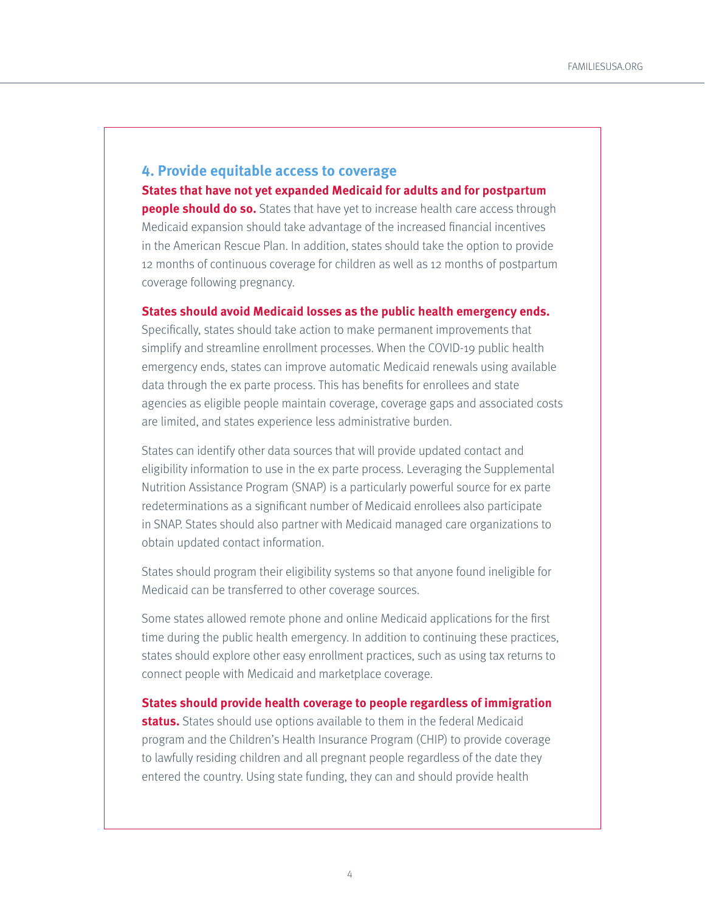## 4. Provide equitable access to coverage

**States that have not yet expanded Medicaid for adults and for postpartum people should do so.** States that have yet to increase health care access through Medicaid expansion should take advantage of the increased financial incentives in the American Rescue Plan. In addition, states should take the option to provide 12 months of continuous coverage for children as well as 12 months of postpartum coverage following pregnancy.

**States should avoid Medicaid losses as the public health emergency ends.** Specifically, states should take action to make permanent improvements that simplify and streamline enrollment processes. When the COVID-19 public health emergency ends, states can improve automatic Medicaid renewals using available data through the ex parte process. This has benefits for enrollees and state agencies as eligible people maintain coverage, coverage gaps and associated costs are limited, and states experience less administrative burden.

States can identify other data sources that will provide updated contact and eligibility information to use in the ex parte process. Leveraging the Supplemental Nutrition Assistance Program (SNAP) is a particularly powerful source for ex parte redeterminations as a significant number of Medicaid enrollees also participate in SNAP. States should also partner with Medicaid managed care organizations to obtain updated contact information.

States should program their eligibility systems so that anyone found ineligible for Medicaid can be transferred to other coverage sources.

Some states allowed remote phone and online Medicaid applications for the first time during the public health emergency. In addition to continuing these practices, states should explore other easy enrollment practices, such as using tax returns to connect people with Medicaid and marketplace coverage.

**States should provide health coverage to people regardless of immigration status.** States should use options available to them in the federal Medicaid program and the Children's Health Insurance Program (CHIP) to provide coverage to lawfully residing children and all pregnant people regardless of the date they entered the country. Using state funding, they can and should provide health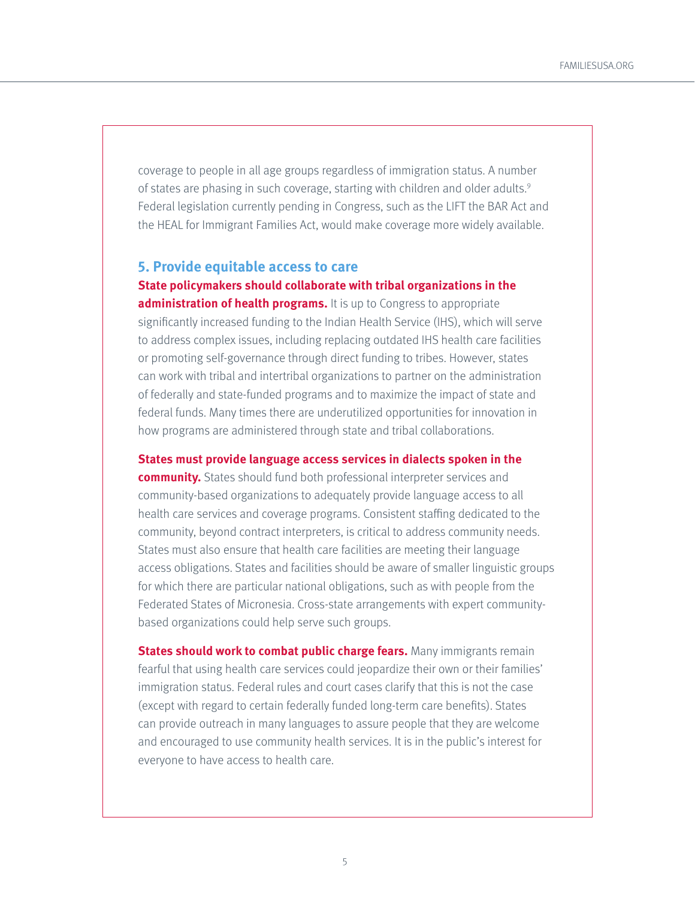coverage to people in all age groups regardless of immigration status. A number of states are phasing in such coverage, starting with children and older adults.[9] Federal legislation currently pending in Congress, such as the LIFT the BAR Act and the HEAL for Immigrant Families Act, would make coverage more widely available.

### 5. Provide equitable access to care

**State policymakers should collaborate with tribal organizations in the administration of health programs.** It is up to Congress to appropriate significantly increased funding to the Indian Health Service (IHS), which will serve to address complex issues, including replacing outdated IHS health care facilities or promoting self-governance through direct funding to tribes. However, states can work with tribal and intertribal organizations to partner on the administration of federally and state-funded programs and to maximize the impact of state and federal funds. Many times there are underutilized opportunities for innovation in how programs are administered through state and tribal collaborations.

**States must provide language access services in dialects spoken in the community.** States should fund both professional interpreter services and community-based organizations to adequately provide language access to all health care services and coverage programs. Consistent staffing dedicated to the community, beyond contract interpreters, is critical to address community needs. States must also ensure that health care facilities are meeting their language access obligations. States and facilities should be aware of smaller linguistic groups for which there are particular national obligations, such as with people from the Federated States of Micronesia. Cross-state arrangements with expert community-based organizations could help serve such groups.

**States should work to combat public charge fears.** Many immigrants remain fearful that using health care services could jeopardize their own or their families' immigration status. Federal rules and court cases clarify that this is not the case (except with regard to certain federally funded long-term care benefits). States can provide outreach in many languages to assure people that they are welcome and encouraged to use community health services. It is in the public's interest for everyone to have access to health care.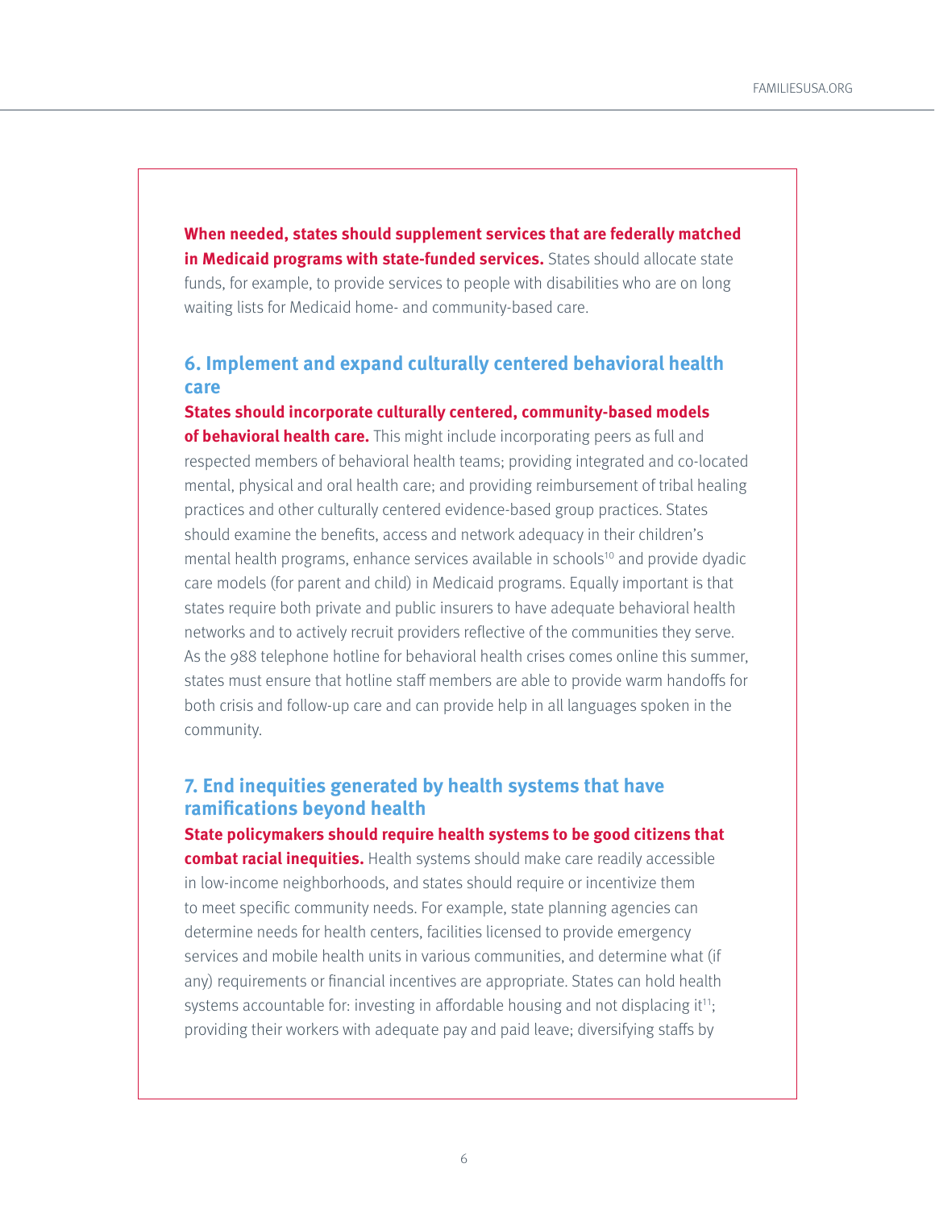**When needed, states should supplement services that are federally matched in Medicaid programs with state-funded services.** States should allocate state funds, for example, to provide services to people with disabilities who are on long waiting lists for Medicaid home- and community-based care.

## 6. Implement and expand culturally centered behavioral health care

**States should incorporate culturally centered, community-based models of behavioral health care.** This might include incorporating peers as full and respected members of behavioral health teams; providing integrated and co-located mental, physical and oral health care; and providing reimbursement of tribal healing practices and other culturally centered evidence-based group practices. States should examine the benefits, access and network adequacy in their children's mental health programs, enhance services available in schools[10] and provide dyadic care models (for parent and child) in Medicaid programs. Equally important is that states require both private and public insurers to have adequate behavioral health networks and to actively recruit providers reflective of the communities they serve. As the 988 telephone hotline for behavioral health crises comes online this summer, states must ensure that hotline staff members are able to provide warm handoffs for both crisis and follow-up care and can provide help in all languages spoken in the community.

## 7. End inequities generated by health systems that have ramifications beyond health

**State policymakers should require health systems to be good citizens that combat racial inequities.** Health systems should make care readily accessible in low-income neighborhoods, and states should require or incentivize them to meet specific community needs. For example, state planning agencies can determine needs for health centers, facilities licensed to provide emergency services and mobile health units in various communities, and determine what (if any) requirements or financial incentives are appropriate. States can hold health systems accountable for: investing in affordable housing and not displacing it[11]; providing their workers with adequate pay and paid leave; diversifying staffs by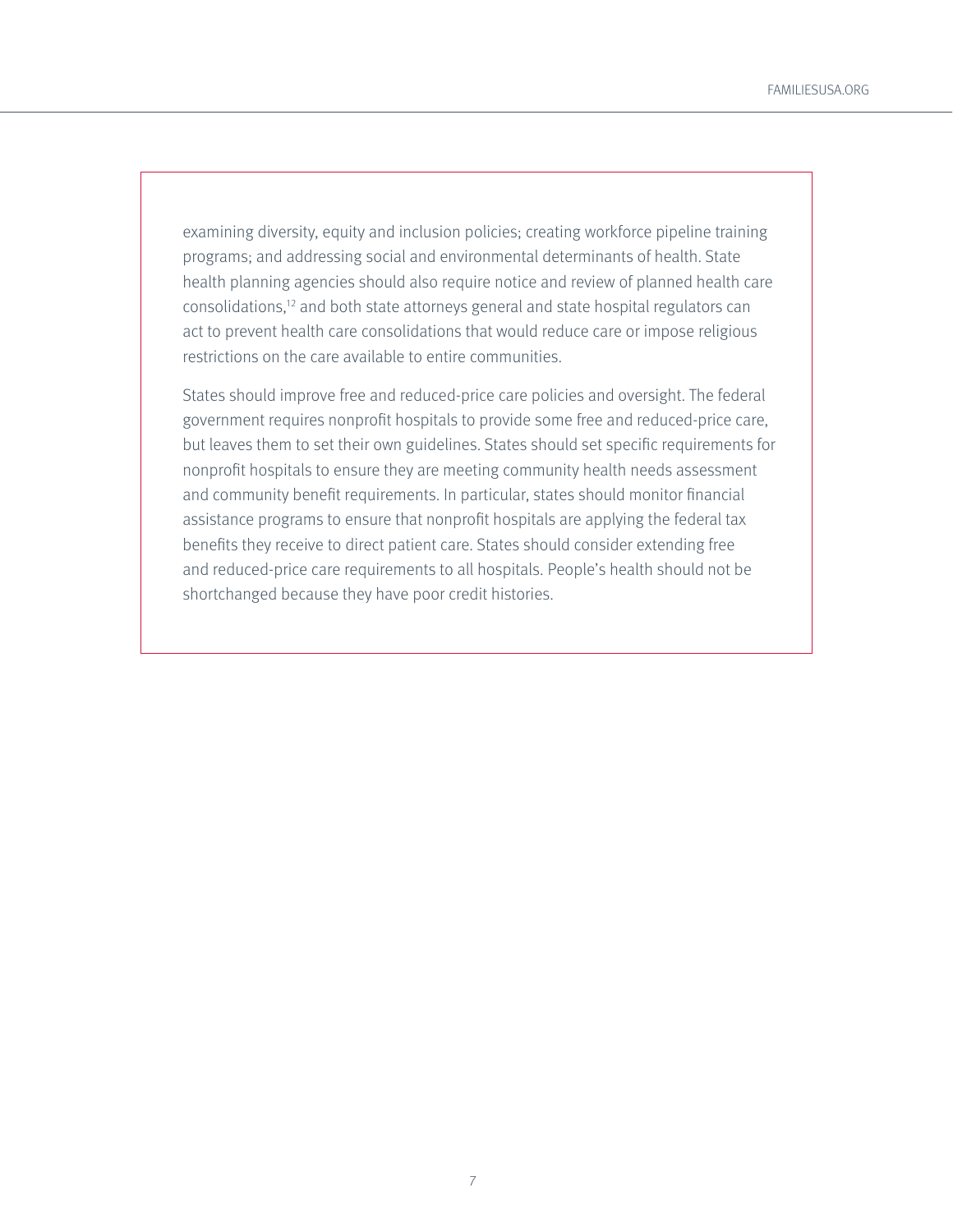examining diversity, equity and inclusion policies; creating workforce pipeline training programs; and addressing social and environmental determinants of health. State health planning agencies should also require notice and review of planned health care consolidations,[12] and both state attorneys general and state hospital regulators can act to prevent health care consolidations that would reduce care or impose religious restrictions on the care available to entire communities.

States should improve free and reduced-price care policies and oversight. The federal government requires nonprofit hospitals to provide some free and reduced-price care, but leaves them to set their own guidelines. States should set specific requirements for nonprofit hospitals to ensure they are meeting community health needs assessment and community benefit requirements. In particular, states should monitor financial assistance programs to ensure that nonprofit hospitals are applying the federal tax benefits they receive to direct patient care. States should consider extending free and reduced-price care requirements to all hospitals. People's health should not be shortchanged because they have poor credit histories.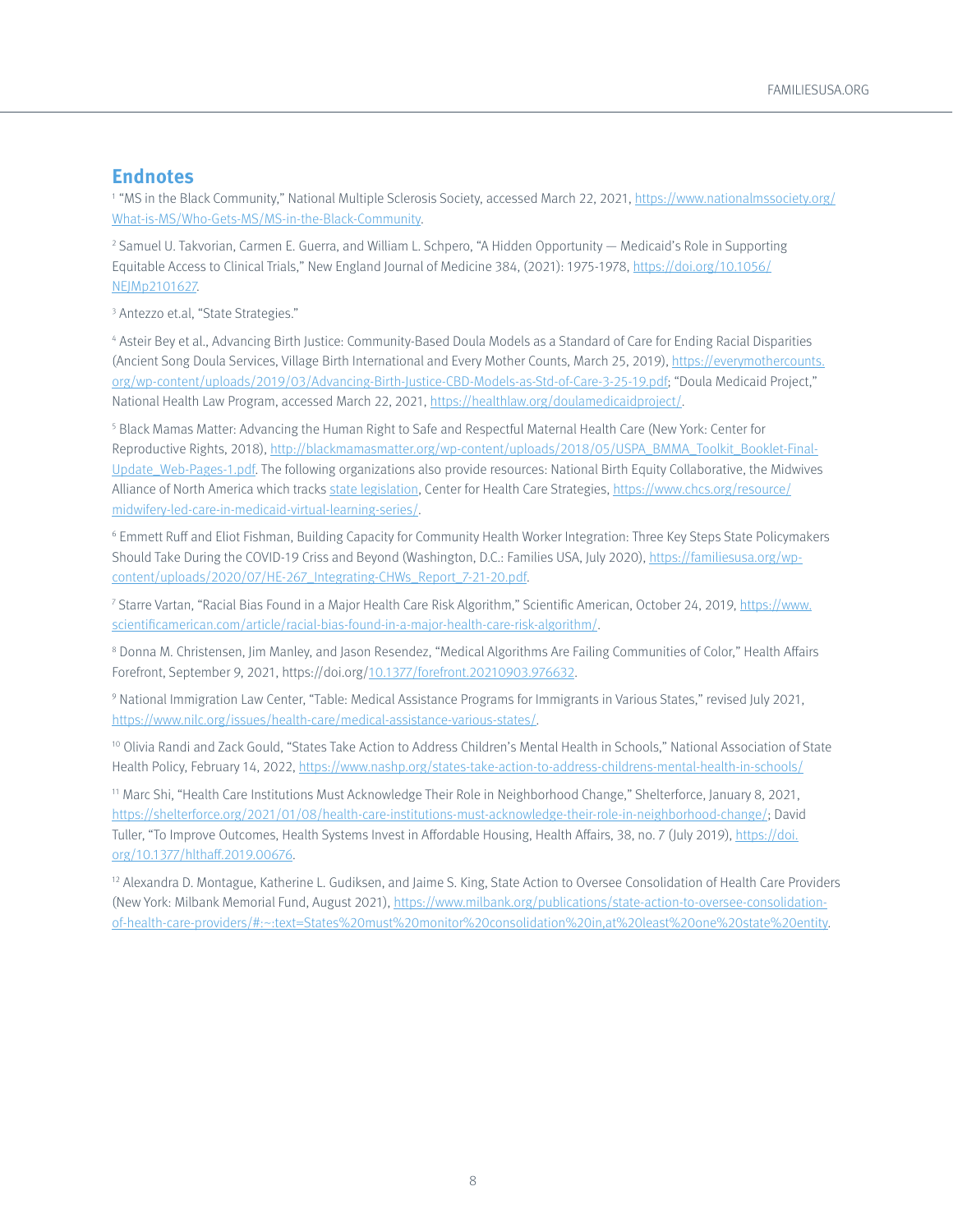## Endnotes

[1] "MS in the Black Community," National Multiple Sclerosis Society, accessed March 22, 2021, https://www.nationalmssociety.org/What-is-MS/Who-Gets-MS/MS-in-the-Black-Community.

[2] Samuel U. Takvorian, Carmen E. Guerra, and William L. Schpero, "A Hidden Opportunity — Medicaid's Role in Supporting Equitable Access to Clinical Trials," New England Journal of Medicine 384, (2021): 1975-1978, https://doi.org/10.1056/NEJMp2101627.

[3] Antezzo et.al, "State Strategies."

[4] Asteir Bey et al., Advancing Birth Justice: Community-Based Doula Models as a Standard of Care for Ending Racial Disparities (Ancient Song Doula Services, Village Birth International and Every Mother Counts, March 25, 2019), https://everymothercounts.org/wp-content/uploads/2019/03/Advancing-Birth-Justice-CBD-Models-as-Std-of-Care-3-25-19.pdf; "Doula Medicaid Project," National Health Law Program, accessed March 22, 2021, https://healthlaw.org/doulamedicaidproject/.

[5] Black Mamas Matter: Advancing the Human Right to Safe and Respectful Maternal Health Care (New York: Center for Reproductive Rights, 2018), http://blackmamasmatter.org/wp-content/uploads/2018/05/USPA_BMMA_Toolkit_Booklet-Final-Update_Web-Pages-1.pdf. The following organizations also provide resources: National Birth Equity Collaborative, the Midwives Alliance of North America which tracks state legislation, Center for Health Care Strategies, https://www.chcs.org/resource/midwifery-led-care-in-medicaid-virtual-learning-series/.

[6] Emmett Ruff and Eliot Fishman, Building Capacity for Community Health Worker Integration: Three Key Steps State Policymakers Should Take During the COVID-19 Criss and Beyond (Washington, D.C.: Families USA, July 2020), https://familiesusa.org/wp-content/uploads/2020/07/HE-267_Integrating-CHWs_Report_7-21-20.pdf.

[7] Starre Vartan, "Racial Bias Found in a Major Health Care Risk Algorithm," Scientific American, October 24, 2019, https://www.scientificamerican.com/article/racial-bias-found-in-a-major-health-care-risk-algorithm/.

[8] Donna M. Christensen, Jim Manley, and Jason Resendez, "Medical Algorithms Are Failing Communities of Color," Health Affairs Forefront, September 9, 2021, https://doi.org/10.1377/forefront.20210903.976632.

[9] National Immigration Law Center, "Table: Medical Assistance Programs for Immigrants in Various States," revised July 2021, https://www.nilc.org/issues/health-care/medical-assistance-various-states/.

[10] Olivia Randi and Zack Gould, "States Take Action to Address Children's Mental Health in Schools," National Association of State Health Policy, February 14, 2022, https://www.nashp.org/states-take-action-to-address-childrens-mental-health-in-schools/

[11] Marc Shi, "Health Care Institutions Must Acknowledge Their Role in Neighborhood Change," Shelterforce, January 8, 2021, https://shelterforce.org/2021/01/08/health-care-institutions-must-acknowledge-their-role-in-neighborhood-change/; David Tuller, "To Improve Outcomes, Health Systems Invest in Affordable Housing, Health Affairs, 38, no. 7 (July 2019), https://doi.org/10.1377/hlthaff.2019.00676.

[12] Alexandra D. Montague, Katherine L. Gudiksen, and Jaime S. King, State Action to Oversee Consolidation of Health Care Providers (New York: Milbank Memorial Fund, August 2021), https://www.milbank.org/publications/state-action-to-oversee-consolidation-of-health-care-providers/#:~:text=States%20must%20monitor%20consolidation%20in,at%20least%20one%20state%20entity.